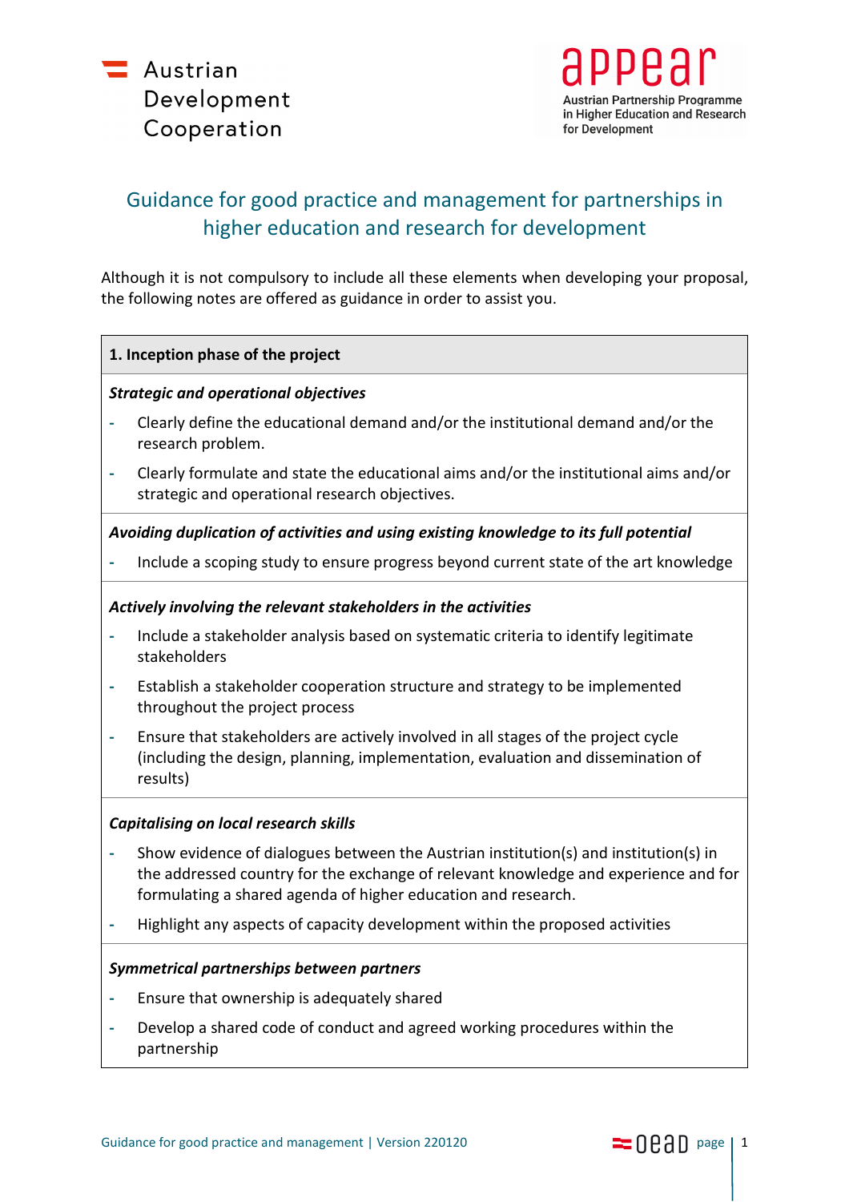Austrian Development Cooperation

appear
Austrian Partnership Programme in Higher Education and Research for Development

# Guidance for good practice and management for partnerships in higher education and research for development

Although it is not compulsory to include all these elements when developing your proposal, the following notes are offered as guidance in order to assist you.

## 1. Inception phase of the project

***Strategic and operational objectives***

- Clearly define the educational demand and/or the institutional demand and/or the research problem.
- Clearly formulate and state the educational aims and/or the institutional aims and/or strategic and operational research objectives.

***Avoiding duplication of activities and using existing knowledge to its full potential***

- Include a scoping study to ensure progress beyond current state of the art knowledge

***Actively involving the relevant stakeholders in the activities***

- Include a stakeholder analysis based on systematic criteria to identify legitimate stakeholders
- Establish a stakeholder cooperation structure and strategy to be implemented throughout the project process
- Ensure that stakeholders are actively involved in all stages of the project cycle (including the design, planning, implementation, evaluation and dissemination of results)

***Capitalising on local research skills***

- Show evidence of dialogues between the Austrian institution(s) and institution(s) in the addressed country for the exchange of relevant knowledge and experience and for formulating a shared agenda of higher education and research.
- Highlight any aspects of capacity development within the proposed activities

***Symmetrical partnerships between partners***

- Ensure that ownership is adequately shared
- Develop a shared code of conduct and agreed working procedures within the partnership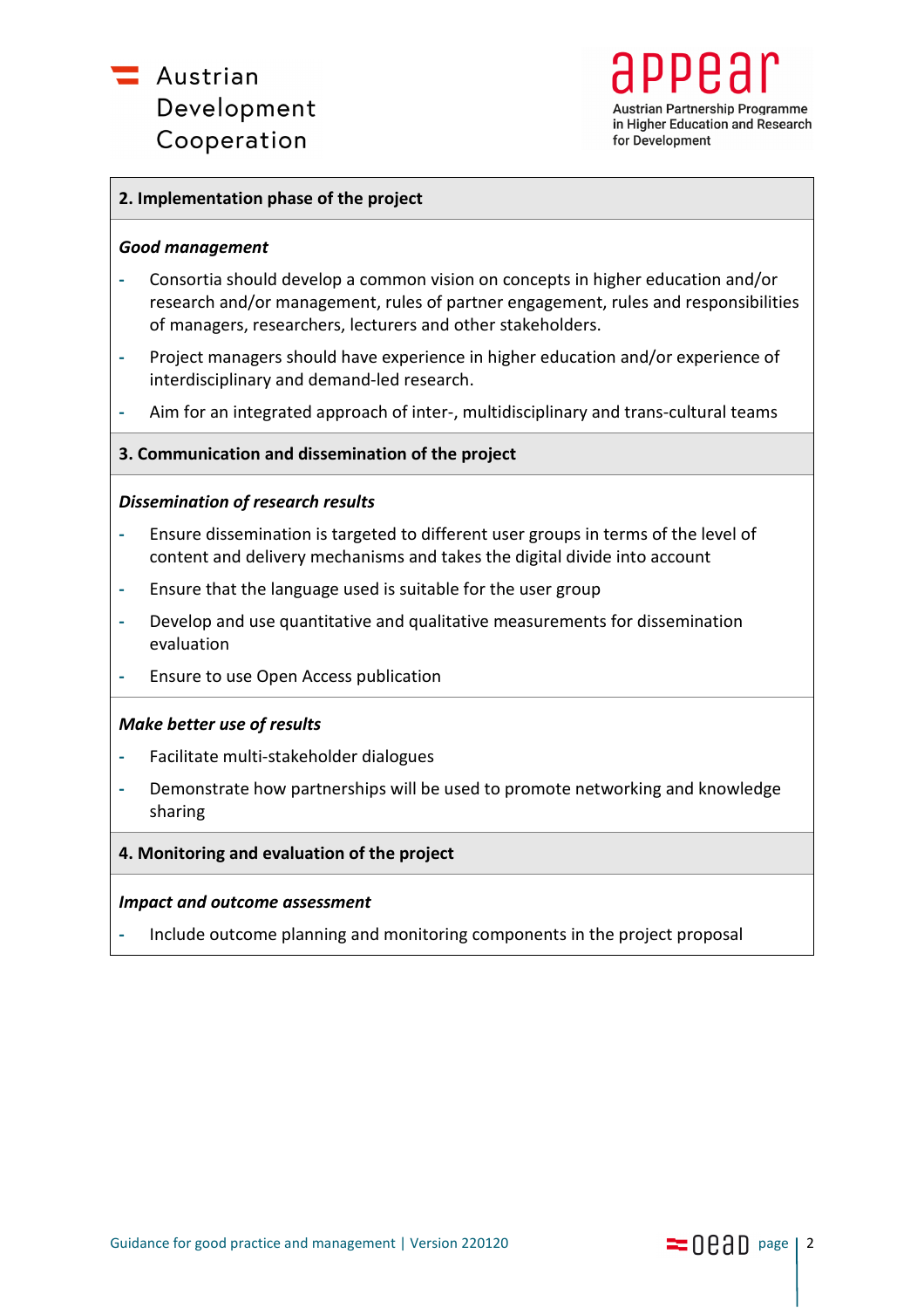## 2. Implementation phase of the project

### *Good management*

- Consortia should develop a common vision on concepts in higher education and/or research and/or management, rules of partner engagement, rules and responsibilities of managers, researchers, lecturers and other stakeholders.
- Project managers should have experience in higher education and/or experience of interdisciplinary and demand-led research.
- Aim for an integrated approach of inter-, multidisciplinary and trans-cultural teams

## 3. Communication and dissemination of the project

### *Dissemination of research results*

- Ensure dissemination is targeted to different user groups in terms of the level of content and delivery mechanisms and takes the digital divide into account
- Ensure that the language used is suitable for the user group
- Develop and use quantitative and qualitative measurements for dissemination evaluation
- Ensure to use Open Access publication

### *Make better use of results*

- Facilitate multi-stakeholder dialogues
- Demonstrate how partnerships will be used to promote networking and knowledge sharing

## 4. Monitoring and evaluation of the project

### *Impact and outcome assessment*

- Include outcome planning and monitoring components in the project proposal